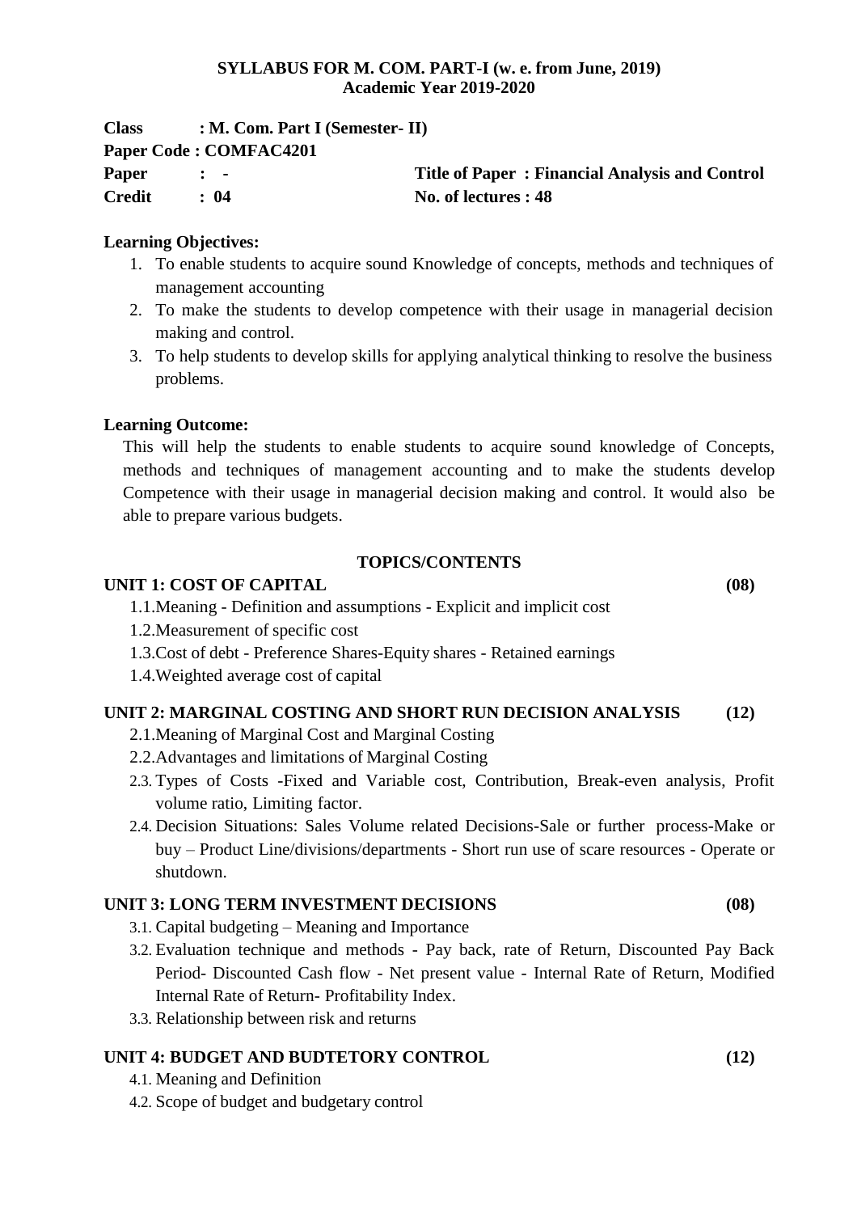**SYLLABUS FOR M. COM. PART-I (w. e. from June, 2019)**
**Academic Year 2019-2020**

**Class : M. Com. Part I (Semester- II)**
**Paper Code : COMFAC4201**
**Paper : -** **Title of Paper : Financial Analysis and Control**
**Credit : 04** **No. of lectures : 48**

**Learning Objectives:**

1. To enable students to acquire sound Knowledge of concepts, methods and techniques of management accounting
2. To make the students to develop competence with their usage in managerial decision making and control.
3. To help students to develop skills for applying analytical thinking to resolve the business problems.

**Learning Outcome:**

This will help the students to enable students to acquire sound knowledge of Concepts, methods and techniques of management accounting and to make the students develop Competence with their usage in managerial decision making and control. It would also be able to prepare various budgets.

**TOPICS/CONTENTS**

**UNIT 1: COST OF CAPITAL (08)**

1.1. Meaning - Definition and assumptions - Explicit and implicit cost
1.2. Measurement of specific cost
1.3. Cost of debt - Preference Shares-Equity shares - Retained earnings
1.4. Weighted average cost of capital

**UNIT 2: MARGINAL COSTING AND SHORT RUN DECISION ANALYSIS (12)**

2.1. Meaning of Marginal Cost and Marginal Costing
2.2. Advantages and limitations of Marginal Costing
2.3. Types of Costs -Fixed and Variable cost, Contribution, Break-even analysis, Profit volume ratio, Limiting factor.
2.4. Decision Situations: Sales Volume related Decisions-Sale or further process-Make or buy – Product Line/divisions/departments - Short run use of scare resources - Operate or shutdown.

**UNIT 3: LONG TERM INVESTMENT DECISIONS (08)**

3.1. Capital budgeting – Meaning and Importance
3.2. Evaluation technique and methods - Pay back, rate of Return, Discounted Pay Back Period- Discounted Cash flow - Net present value - Internal Rate of Return, Modified Internal Rate of Return- Profitability Index.
3.3. Relationship between risk and returns

**UNIT 4: BUDGET AND BUDTETORY CONTROL (12)**

4.1. Meaning and Definition
4.2. Scope of budget and budgetary control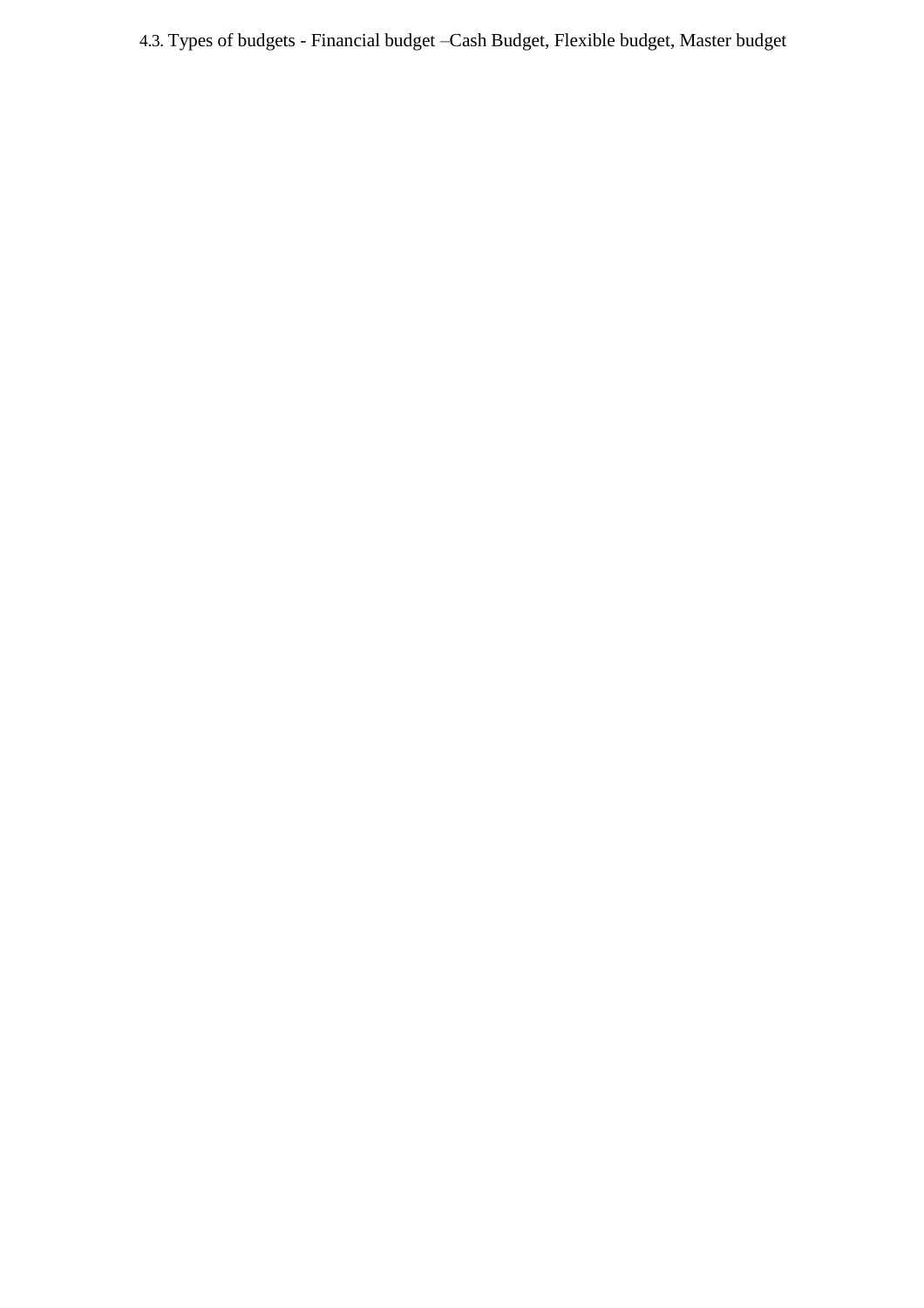4.3. Types of budgets - Financial budget –Cash Budget, Flexible budget, Master budget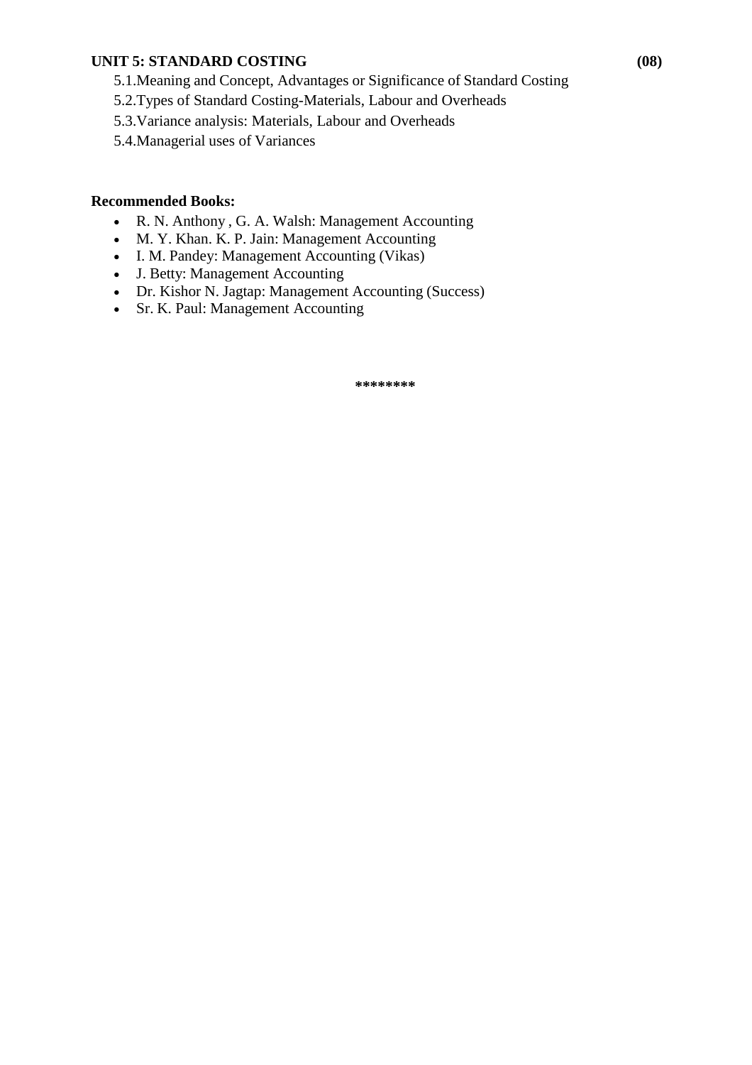**UNIT 5: STANDARD COSTING (08)**

5.1.Meaning and Concept, Advantages or Significance of Standard Costing

5.2.Types of Standard Costing-Materials, Labour and Overheads

5.3.Variance analysis: Materials, Labour and Overheads

5.4.Managerial uses of Variances

**Recommended Books:**

- R. N. Anthony , G. A. Walsh: Management Accounting
- M. Y. Khan. K. P. Jain: Management Accounting
- I. M. Pandey: Management Accounting (Vikas)
- J. Betty: Management Accounting
- Dr. Kishor N. Jagtap: Management Accounting (Success)
- Sr. K. Paul: Management Accounting

********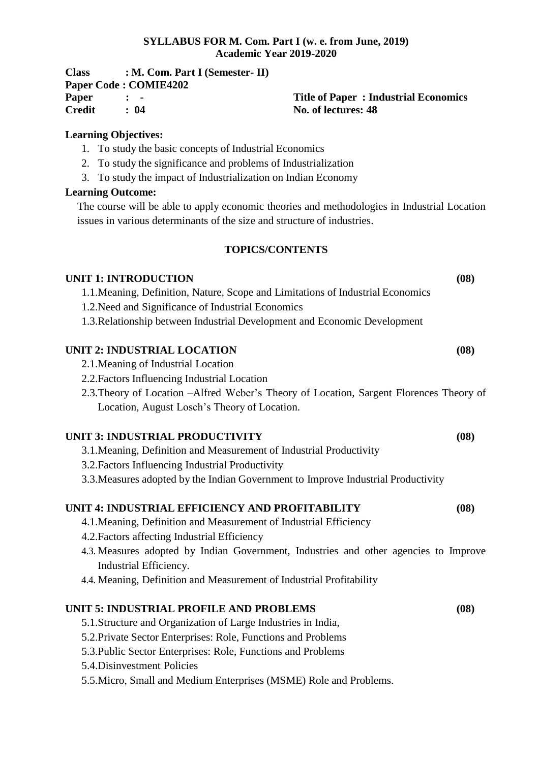**SYLLABUS FOR M. Com. Part I (w. e. from June, 2019)**
**Academic Year 2019-2020**

**Class : M. Com. Part I (Semester- II)**
**Paper Code : COMIE4202**
**Paper : -** **Title of Paper : Industrial Economics**
**Credit : 04** **No. of lectures: 48**

**Learning Objectives:**

1. To study the basic concepts of Industrial Economics
2. To study the significance and problems of Industrialization
3. To study the impact of Industrialization on Indian Economy

**Learning Outcome:**

The course will be able to apply economic theories and methodologies in Industrial Location issues in various determinants of the size and structure of industries.

## TOPICS/CONTENTS

### UNIT 1: INTRODUCTION (08)

1.1. Meaning, Definition, Nature, Scope and Limitations of Industrial Economics
1.2. Need and Significance of Industrial Economics
1.3. Relationship between Industrial Development and Economic Development

### UNIT 2: INDUSTRIAL LOCATION (08)

2.1. Meaning of Industrial Location
2.2. Factors Influencing Industrial Location
2.3. Theory of Location –Alfred Weber's Theory of Location, Sargent Florences Theory of Location, August Losch's Theory of Location.

### UNIT 3: INDUSTRIAL PRODUCTIVITY (08)

3.1. Meaning, Definition and Measurement of Industrial Productivity
3.2. Factors Influencing Industrial Productivity
3.3. Measures adopted by the Indian Government to Improve Industrial Productivity

### UNIT 4: INDUSTRIAL EFFICIENCY AND PROFITABILITY (08)

4.1. Meaning, Definition and Measurement of Industrial Efficiency
4.2. Factors affecting Industrial Efficiency
4.3. Measures adopted by Indian Government, Industries and other agencies to Improve Industrial Efficiency.
4.4. Meaning, Definition and Measurement of Industrial Profitability

### UNIT 5: INDUSTRIAL PROFILE AND PROBLEMS (08)

5.1. Structure and Organization of Large Industries in India,
5.2. Private Sector Enterprises: Role, Functions and Problems
5.3. Public Sector Enterprises: Role, Functions and Problems
5.4. Disinvestment Policies
5.5. Micro, Small and Medium Enterprises (MSME) Role and Problems.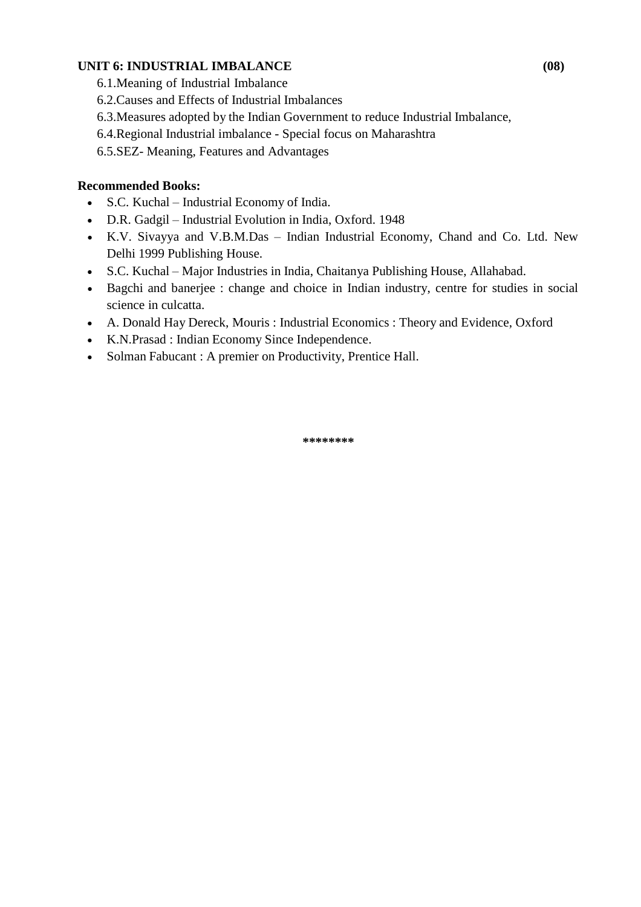**UNIT 6: INDUSTRIAL IMBALANCE (08)**

6.1.Meaning of Industrial Imbalance

6.2.Causes and Effects of Industrial Imbalances

6.3.Measures adopted by the Indian Government to reduce Industrial Imbalance,

6.4.Regional Industrial imbalance - Special focus on Maharashtra

6.5.SEZ- Meaning, Features and Advantages

**Recommended Books:**

- S.C. Kuchal – Industrial Economy of India.
- D.R. Gadgil – Industrial Evolution in India, Oxford. 1948
- K.V. Sivayya and V.B.M.Das – Indian Industrial Economy, Chand and Co. Ltd. New Delhi 1999 Publishing House.
- S.C. Kuchal – Major Industries in India, Chaitanya Publishing House, Allahabad.
- Bagchi and banerjee : change and choice in Indian industry, centre for studies in social science in culcatta.
- A. Donald Hay Dereck, Mouris : Industrial Economics : Theory and Evidence, Oxford
- K.N.Prasad : Indian Economy Since Independence.
- Solman Fabucant : A premier on Productivity, Prentice Hall.

********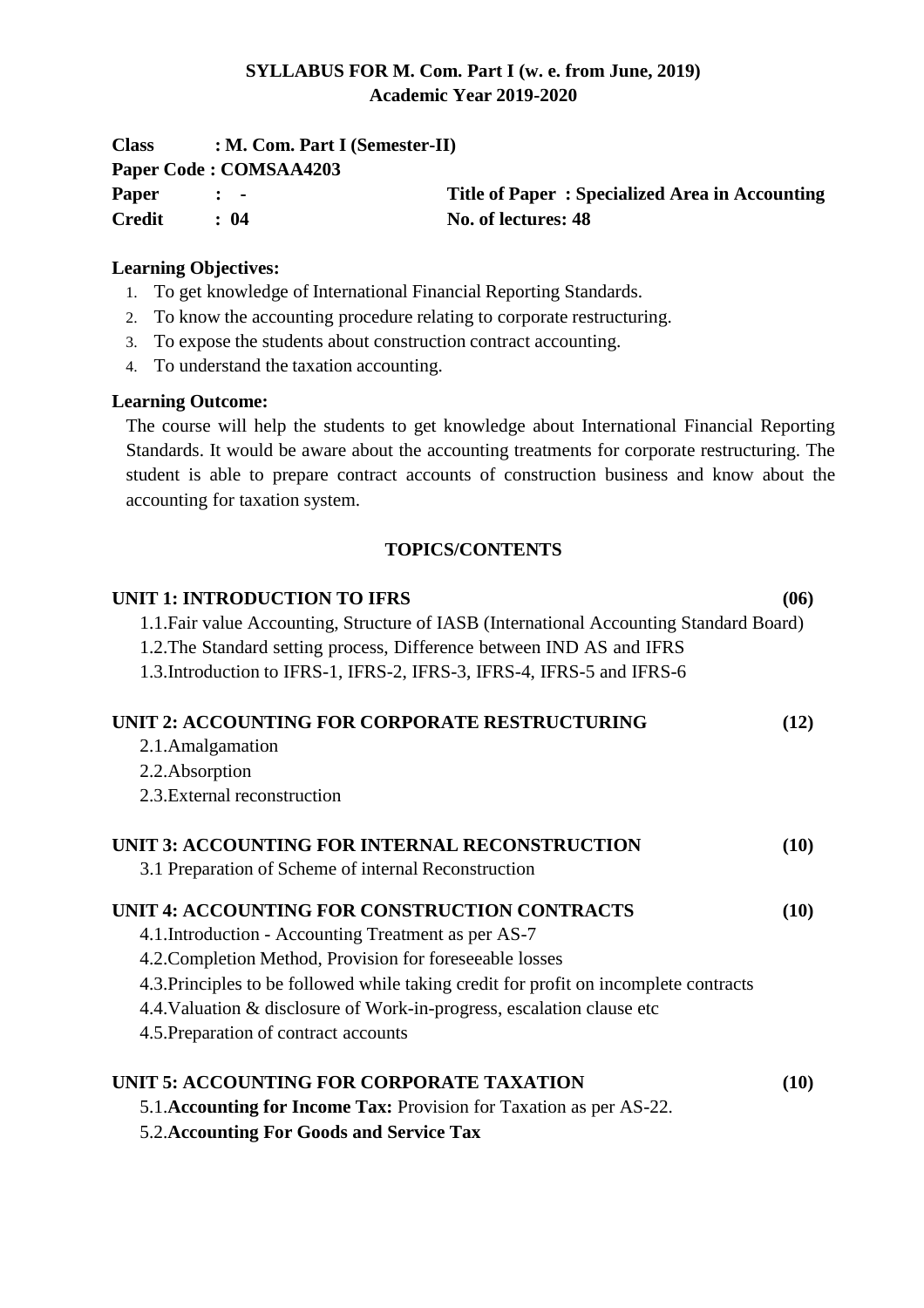**SYLLABUS FOR M. Com. Part I (w. e. from June, 2019)**
**Academic Year 2019-2020**

**Class : M. Com. Part I (Semester-II)**
**Paper Code : COMSAA4203**
**Paper : -** **Title of Paper : Specialized Area in Accounting**
**Credit : 04** **No. of lectures: 48**

**Learning Objectives:**

1. To get knowledge of International Financial Reporting Standards.
2. To know the accounting procedure relating to corporate restructuring.
3. To expose the students about construction contract accounting.
4. To understand the taxation accounting.

**Learning Outcome:**

The course will help the students to get knowledge about International Financial Reporting Standards. It would be aware about the accounting treatments for corporate restructuring. The student is able to prepare contract accounts of construction business and know about the accounting for taxation system.

**TOPICS/CONTENTS**

**UNIT 1: INTRODUCTION TO IFRS (06)**

1.1.Fair value Accounting, Structure of IASB (International Accounting Standard Board)
1.2.The Standard setting process, Difference between IND AS and IFRS
1.3.Introduction to IFRS-1, IFRS-2, IFRS-3, IFRS-4, IFRS-5 and IFRS-6

**UNIT 2: ACCOUNTING FOR CORPORATE RESTRUCTURING (12)**

2.1.Amalgamation
2.2.Absorption
2.3.External reconstruction

**UNIT 3: ACCOUNTING FOR INTERNAL RECONSTRUCTION (10)**

3.1 Preparation of Scheme of internal Reconstruction

**UNIT 4: ACCOUNTING FOR CONSTRUCTION CONTRACTS (10)**

4.1.Introduction - Accounting Treatment as per AS-7
4.2.Completion Method, Provision for foreseeable losses
4.3.Principles to be followed while taking credit for profit on incomplete contracts
4.4.Valuation & disclosure of Work-in-progress, escalation clause etc
4.5.Preparation of contract accounts

**UNIT 5: ACCOUNTING FOR CORPORATE TAXATION (10)**

5.1.**Accounting for Income Tax:** Provision for Taxation as per AS-22.
5.2.**Accounting For Goods and Service Tax**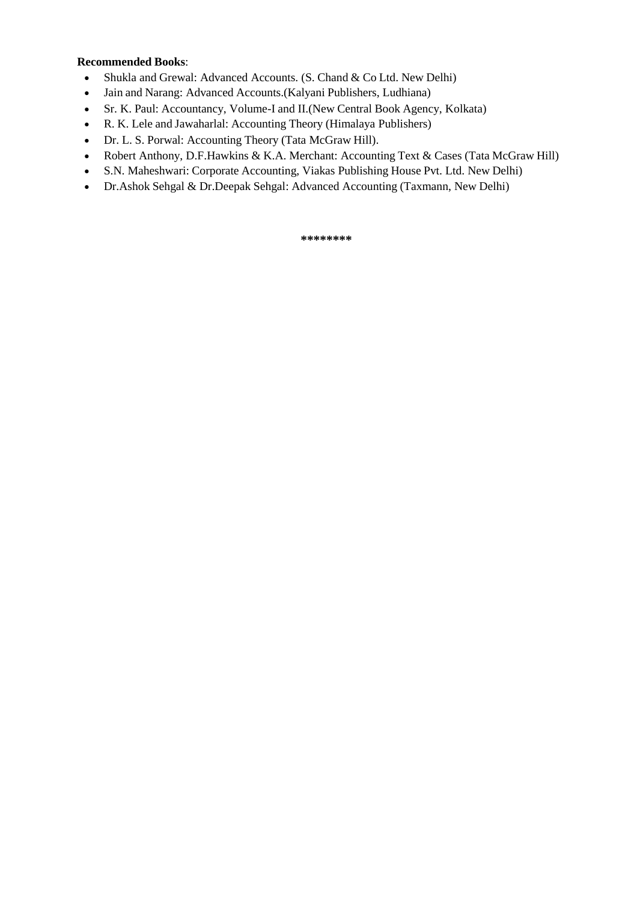**Recommended Books**:

- Shukla and Grewal: Advanced Accounts. (S. Chand & Co Ltd. New Delhi)
- Jain and Narang: Advanced Accounts.(Kalyani Publishers, Ludhiana)
- Sr. K. Paul: Accountancy, Volume-I and II.(New Central Book Agency, Kolkata)
- R. K. Lele and Jawaharlal: Accounting Theory (Himalaya Publishers)
- Dr. L. S. Porwal: Accounting Theory (Tata McGraw Hill).
- Robert Anthony, D.F.Hawkins & K.A. Merchant: Accounting Text & Cases (Tata McGraw Hill)
- S.N. Maheshwari: Corporate Accounting, Viakas Publishing House Pvt. Ltd. New Delhi)
- Dr.Ashok Sehgal & Dr.Deepak Sehgal: Advanced Accounting (Taxmann, New Delhi)

********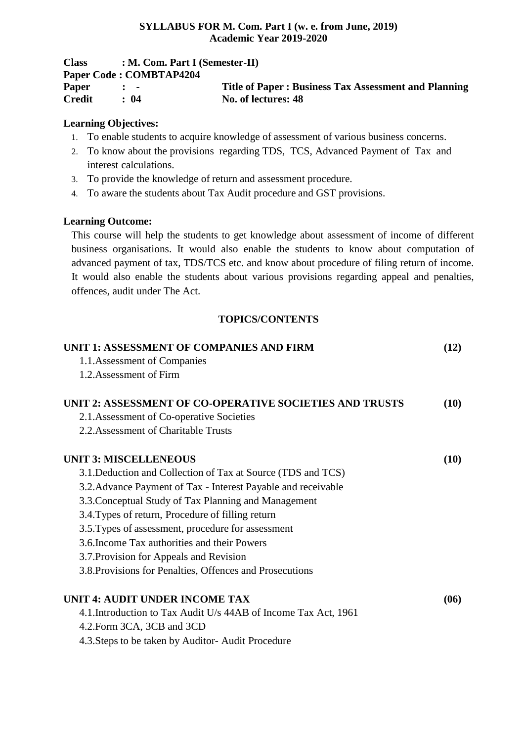**SYLLABUS FOR M. Com. Part I (w. e. from June, 2019)**
**Academic Year 2019-2020**

**Class : M. Com. Part I (Semester-II)**
**Paper Code : COMBTAP4204**
**Paper : -** **Title of Paper : Business Tax Assessment and Planning**
**Credit : 04** **No. of lectures: 48**

**Learning Objectives:**

1. To enable students to acquire knowledge of assessment of various business concerns.
2. To know about the provisions regarding TDS, TCS, Advanced Payment of Tax and interest calculations.
3. To provide the knowledge of return and assessment procedure.
4. To aware the students about Tax Audit procedure and GST provisions.

**Learning Outcome:**

This course will help the students to get knowledge about assessment of income of different business organisations. It would also enable the students to know about computation of advanced payment of tax, TDS/TCS etc. and know about procedure of filing return of income. It would also enable the students about various provisions regarding appeal and penalties, offences, audit under The Act.

**TOPICS/CONTENTS**

**UNIT 1: ASSESSMENT OF COMPANIES AND FIRM (12)**

1.1. Assessment of Companies
1.2. Assessment of Firm

**UNIT 2: ASSESSMENT OF CO-OPERATIVE SOCIETIES AND TRUSTS (10)**

2.1. Assessment of Co-operative Societies
2.2. Assessment of Charitable Trusts

**UNIT 3: MISCELLENEOUS (10)**

3.1. Deduction and Collection of Tax at Source (TDS and TCS)
3.2. Advance Payment of Tax - Interest Payable and receivable
3.3. Conceptual Study of Tax Planning and Management
3.4. Types of return, Procedure of filling return
3.5. Types of assessment, procedure for assessment
3.6. Income Tax authorities and their Powers
3.7. Provision for Appeals and Revision
3.8. Provisions for Penalties, Offences and Prosecutions

**UNIT 4: AUDIT UNDER INCOME TAX (06)**

4.1. Introduction to Tax Audit U/s 44AB of Income Tax Act, 1961
4.2. Form 3CA, 3CB and 3CD
4.3. Steps to be taken by Auditor- Audit Procedure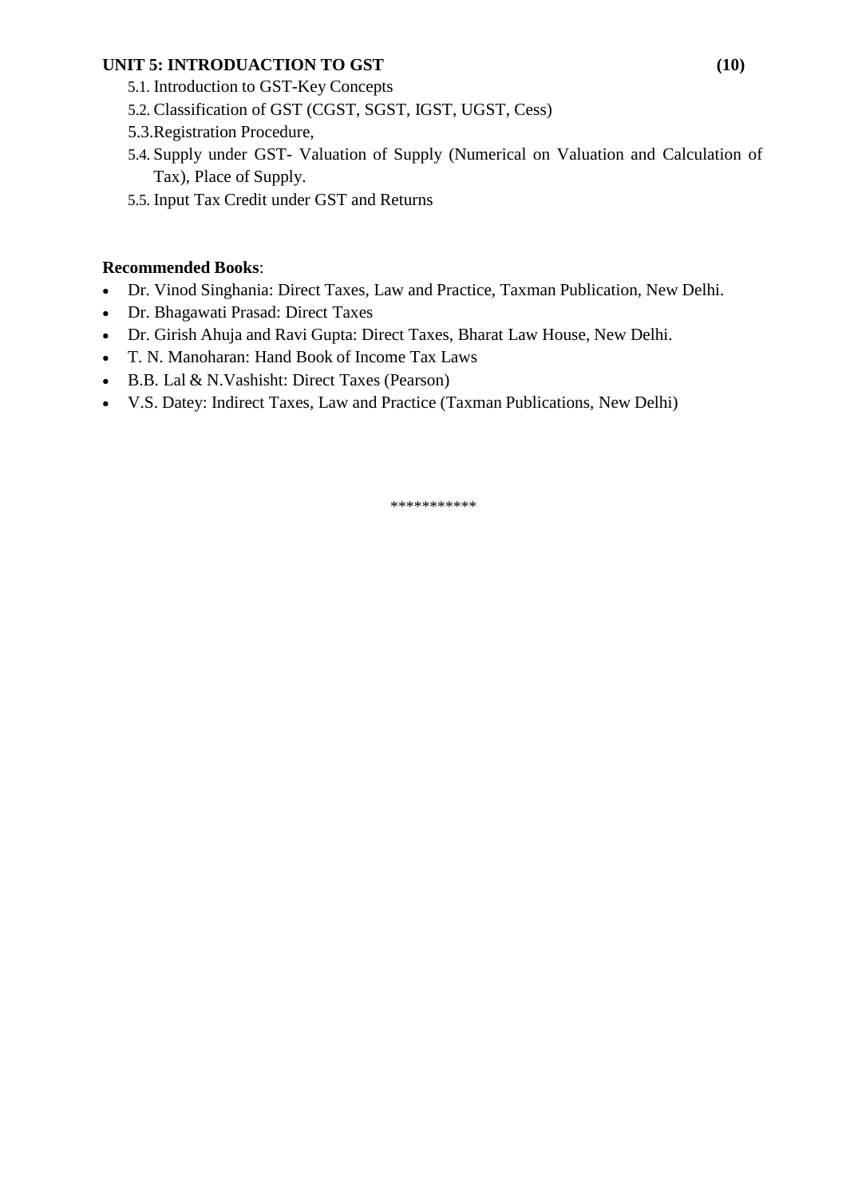**UNIT 5: INTRODUACTION TO GST (10)**

5.1. Introduction to GST-Key Concepts

5.2. Classification of GST (CGST, SGST, IGST, UGST, Cess)

5.3. Registration Procedure,

5.4. Supply under GST- Valuation of Supply (Numerical on Valuation and Calculation of Tax), Place of Supply.

5.5. Input Tax Credit under GST and Returns

**Recommended Books**:

- Dr. Vinod Singhania: Direct Taxes, Law and Practice, Taxman Publication, New Delhi.
- Dr. Bhagawati Prasad: Direct Taxes
- Dr. Girish Ahuja and Ravi Gupta: Direct Taxes, Bharat Law House, New Delhi.
- T. N. Manoharan: Hand Book of Income Tax Laws
- B.B. Lal & N.Vashisht: Direct Taxes (Pearson)
- V.S. Datey: Indirect Taxes, Law and Practice (Taxman Publications, New Delhi)

***********